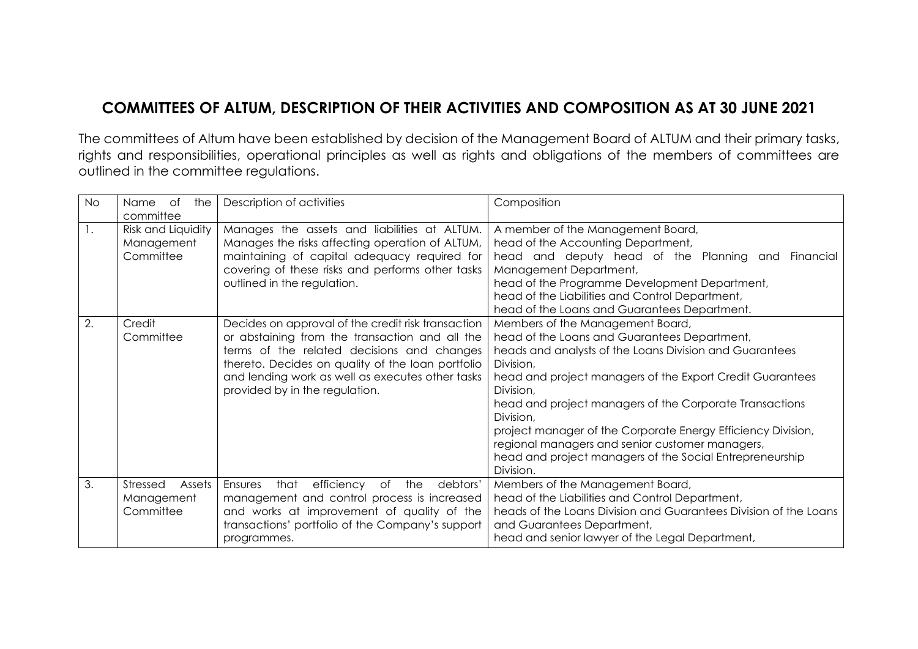## COMMITTEES OF ALTUM, DESCRIPTION OF THEIR ACTIVITIES AND COMPOSITION AS AT 30 JUNE 2021

The committees of Altum have been established by decision of the Management Board of ALTUM and their primary tasks, rights and responsibilities, operational principles as well as rights and obligations of the members of committees are outlined in the committee regulations.

| No | Name of the committee | Description of activities | Composition |
|---|---|---|---|
| 1. | Risk and Liquidity Management Committee | Manages the assets and liabilities at ALTUM. Manages the risks affecting operation of ALTUM, maintaining of capital adequacy required for covering of these risks and performs other tasks outlined in the regulation. | A member of the Management Board,<br>head of the Accounting Department,<br>head and deputy head of the Planning and Financial Management Department,<br>head of the Programme Development Department,<br>head of the Liabilities and Control Department,<br>head of the Loans and Guarantees Department. |
| 2. | Credit Committee | Decides on approval of the credit risk transaction or abstaining from the transaction and all the terms of the related decisions and changes thereto. Decides on quality of the loan portfolio and lending work as well as executes other tasks provided by in the regulation. | Members of the Management Board,<br>head of the Loans and Guarantees Department,<br>heads and analysts of the Loans Division and Guarantees Division,<br>head and project managers of the Export Credit Guarantees Division,<br>head and project managers of the Corporate Transactions Division,<br>project manager of the Corporate Energy Efficiency Division,<br>regional managers and senior customer managers,<br>head and project managers of the Social Entrepreneurship Division. |
| 3. | Stressed Assets Management Committee | Ensures that efficiency of the debtors' management and control process is increased and works at improvement of quality of the transactions' portfolio of the Company's support programmes. | Members of the Management Board,<br>head of the Liabilities and Control Department,<br>heads of the Loans Division and Guarantees Division of the Loans and Guarantees Department,<br>head and senior lawyer of the Legal Department, |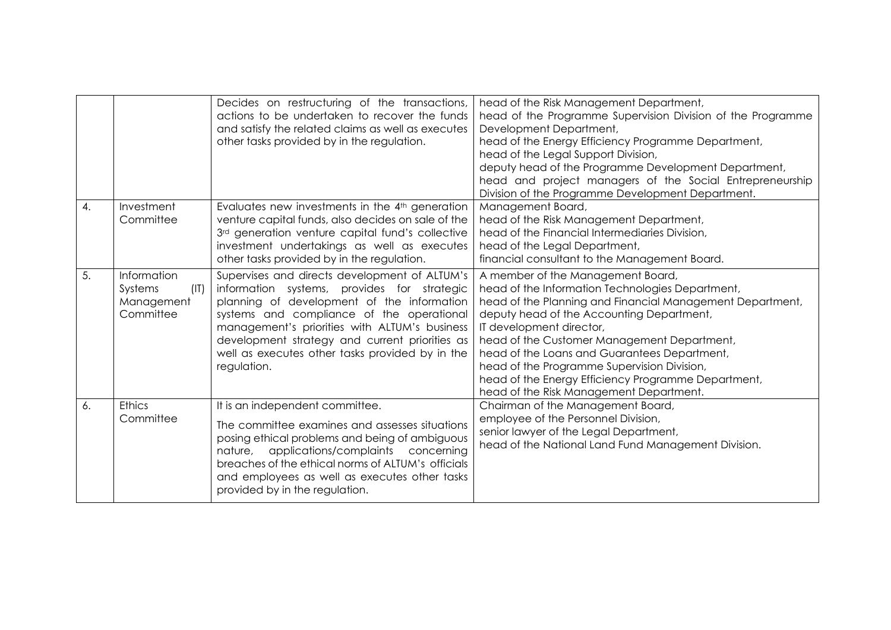| | | | |
|---|---|---|---|
| | | Decides on restructuring of the transactions, actions to be undertaken to recover the funds and satisfy the related claims as well as executes other tasks provided by in the regulation. | head of the Risk Management Department,<br>head of the Programme Supervision Division of the Programme Development Department,<br>head of the Energy Efficiency Programme Department,<br>head of the Legal Support Division,<br>deputy head of the Programme Development Department,<br>head and project managers of the Social Entrepreneurship Division of the Programme Development Department. |
| 4. | Investment Committee | Evaluates new investments in the 4th generation venture capital funds, also decides on sale of the 3rd generation venture capital fund's collective investment undertakings as well as executes other tasks provided by in the regulation. | Management Board,<br>head of the Risk Management Department,<br>head of the Financial Intermediaries Division,<br>head of the Legal Department,<br>financial consultant to the Management Board. |
| 5. | Information Systems (IT) Management Committee | Supervises and directs development of ALTUM's information systems, provides for strategic planning of development of the information systems and compliance of the operational management's priorities with ALTUM's business development strategy and current priorities as well as executes other tasks provided by in the regulation. | A member of the Management Board,<br>head of the Information Technologies Department,<br>head of the Planning and Financial Management Department,<br>deputy head of the Accounting Department,<br>IT development director,<br>head of the Customer Management Department,<br>head of the Loans and Guarantees Department,<br>head of the Programme Supervision Division,<br>head of the Energy Efficiency Programme Department,<br>head of the Risk Management Department. |
| 6. | Ethics Committee | It is an independent committee.<br>The committee examines and assesses situations posing ethical problems and being of ambiguous nature, applications/complaints concerning breaches of the ethical norms of ALTUM's officials and employees as well as executes other tasks provided by in the regulation. | Chairman of the Management Board,<br>employee of the Personnel Division,<br>senior lawyer of the Legal Department,<br>head of the National Land Fund Management Division. |